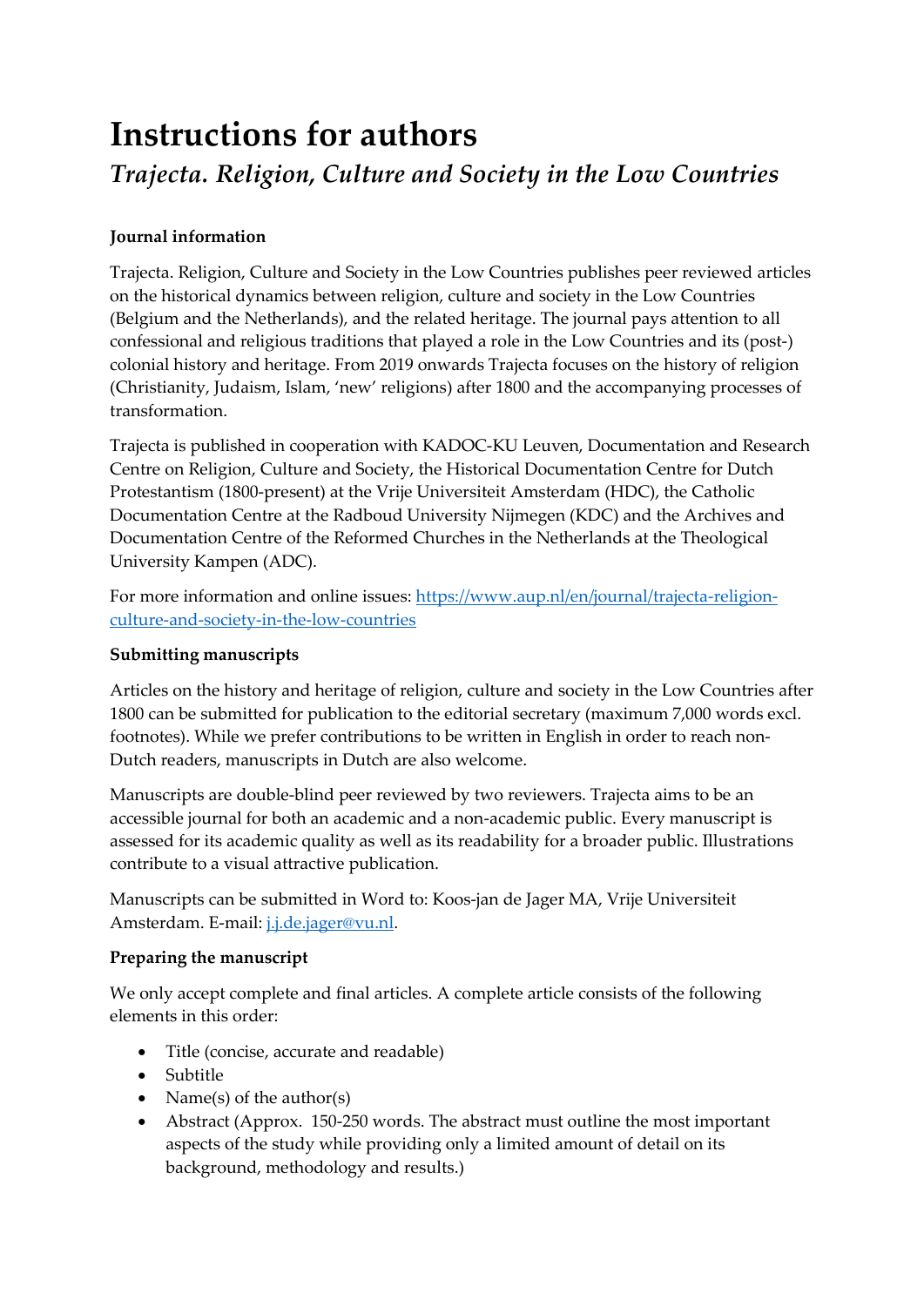# Instructions for authors

## *Trajecta. Religion, Culture and Society in the Low Countries*

**Journal information**

Trajecta. Religion, Culture and Society in the Low Countries publishes peer reviewed articles on the historical dynamics between religion, culture and society in the Low Countries (Belgium and the Netherlands), and the related heritage. The journal pays attention to all confessional and religious traditions that played a role in the Low Countries and its (post-) colonial history and heritage. From 2019 onwards Trajecta focuses on the history of religion (Christianity, Judaism, Islam, 'new' religions) after 1800 and the accompanying processes of transformation.

Trajecta is published in cooperation with KADOC-KU Leuven, Documentation and Research Centre on Religion, Culture and Society, the Historical Documentation Centre for Dutch Protestantism (1800-present) at the Vrije Universiteit Amsterdam (HDC), the Catholic Documentation Centre at the Radboud University Nijmegen (KDC) and the Archives and Documentation Centre of the Reformed Churches in the Netherlands at the Theological University Kampen (ADC).

For more information and online issues: [https://www.aup.nl/en/journal/trajecta-religion-culture-and-society-in-the-low-countries](https://www.aup.nl/en/journal/trajecta-religion-culture-and-society-in-the-low-countries)

**Submitting manuscripts**

Articles on the history and heritage of religion, culture and society in the Low Countries after 1800 can be submitted for publication to the editorial secretary (maximum 7,000 words excl. footnotes). While we prefer contributions to be written in English in order to reach non-Dutch readers, manuscripts in Dutch are also welcome.

Manuscripts are double-blind peer reviewed by two reviewers. Trajecta aims to be an accessible journal for both an academic and a non-academic public. Every manuscript is assessed for its academic quality as well as its readability for a broader public. Illustrations contribute to a visual attractive publication.

Manuscripts can be submitted in Word to: Koos-jan de Jager MA, Vrije Universiteit Amsterdam. E-mail: [j.j.de.jager@vu.nl](mailto:j.j.de.jager@vu.nl).

**Preparing the manuscript**

We only accept complete and final articles. A complete article consists of the following elements in this order:

- Title (concise, accurate and readable)
- Subtitle
- Name(s) of the author(s)
- Abstract (Approx. 150-250 words. The abstract must outline the most important aspects of the study while providing only a limited amount of detail on its background, methodology and results.)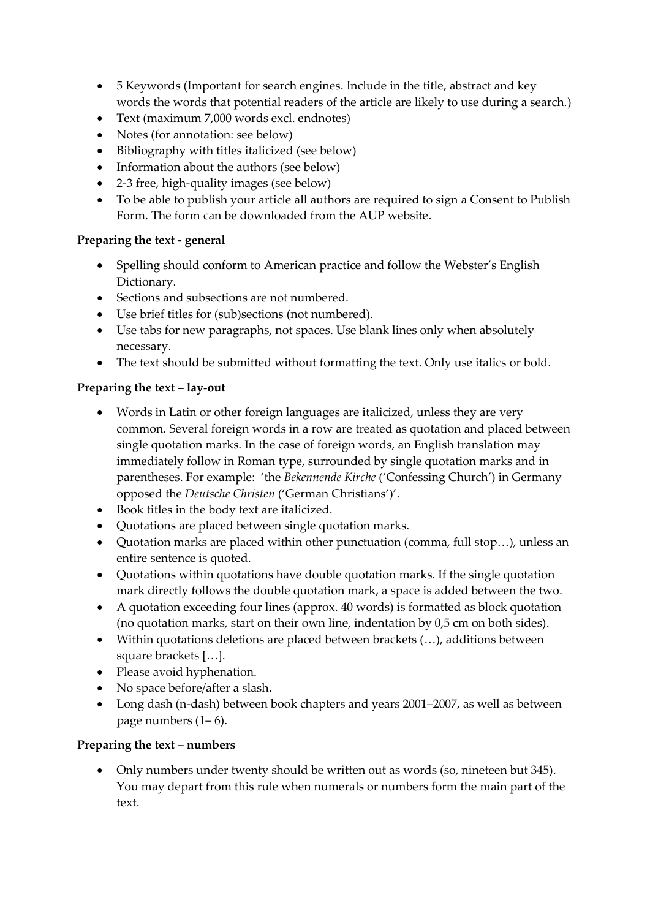- 5 Keywords (Important for search engines. Include in the title, abstract and key words the words that potential readers of the article are likely to use during a search.)
- Text (maximum 7,000 words excl. endnotes)
- Notes (for annotation: see below)
- Bibliography with titles italicized (see below)
- Information about the authors (see below)
- 2-3 free, high-quality images (see below)
- To be able to publish your article all authors are required to sign a Consent to Publish Form. The form can be downloaded from the AUP website.

**Preparing the text - general**

- Spelling should conform to American practice and follow the Webster's English Dictionary.
- Sections and subsections are not numbered.
- Use brief titles for (sub)sections (not numbered).
- Use tabs for new paragraphs, not spaces. Use blank lines only when absolutely necessary.
- The text should be submitted without formatting the text. Only use italics or bold.

**Preparing the text – lay-out**

- Words in Latin or other foreign languages are italicized, unless they are very common. Several foreign words in a row are treated as quotation and placed between single quotation marks. In the case of foreign words, an English translation may immediately follow in Roman type, surrounded by single quotation marks and in parentheses. For example: 'the *Bekennende Kirche* ('Confessing Church') in Germany opposed the *Deutsche Christen* ('German Christians')'.
- Book titles in the body text are italicized.
- Quotations are placed between single quotation marks.
- Quotation marks are placed within other punctuation (comma, full stop…), unless an entire sentence is quoted.
- Quotations within quotations have double quotation marks. If the single quotation mark directly follows the double quotation mark, a space is added between the two.
- A quotation exceeding four lines (approx. 40 words) is formatted as block quotation (no quotation marks, start on their own line, indentation by 0,5 cm on both sides).
- Within quotations deletions are placed between brackets (…), additions between square brackets […].
- Please avoid hyphenation.
- No space before/after a slash.
- Long dash (n-dash) between book chapters and years 2001–2007, as well as between page numbers (1– 6).

**Preparing the text – numbers**

- Only numbers under twenty should be written out as words (so, nineteen but 345). You may depart from this rule when numerals or numbers form the main part of the text.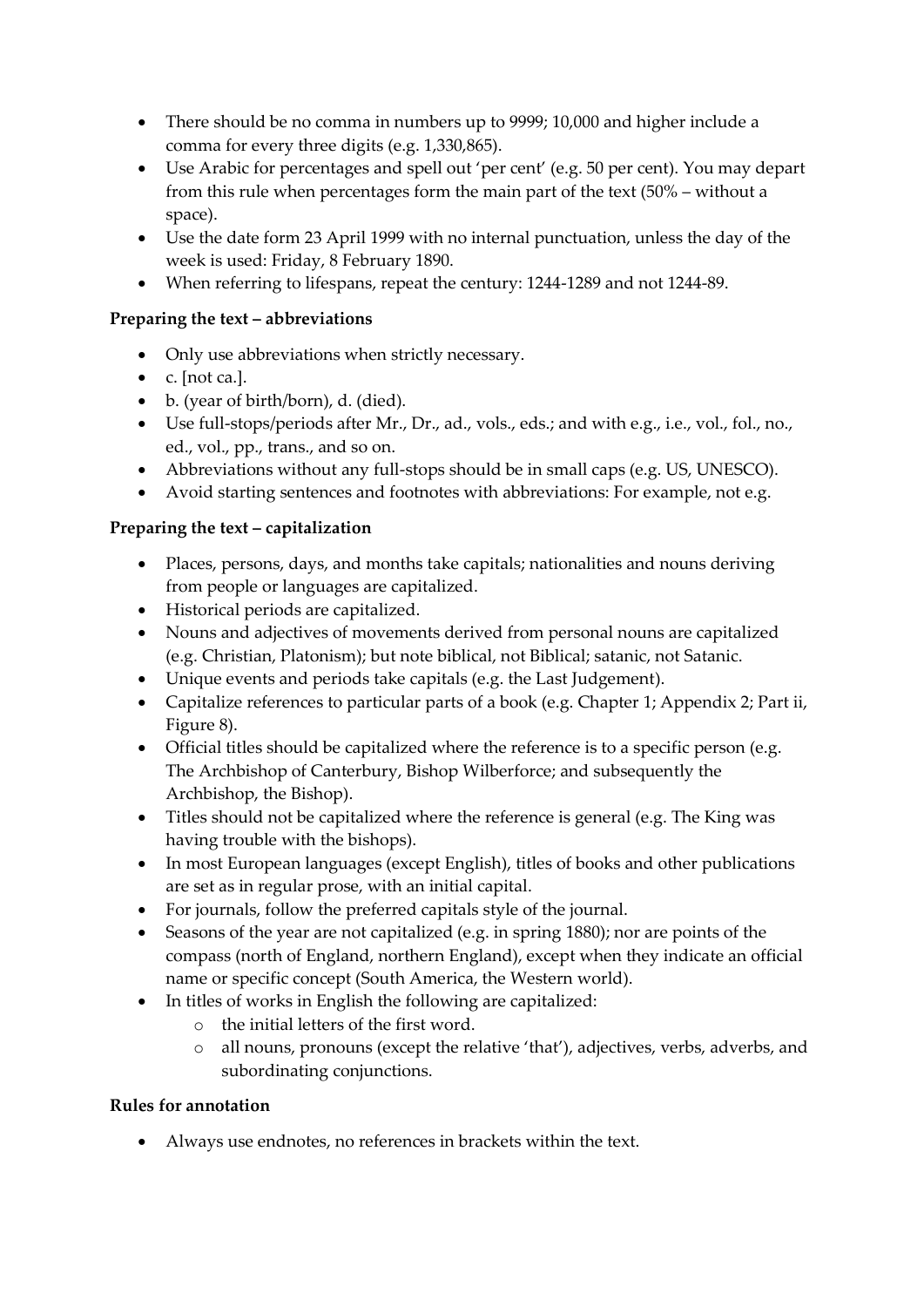- There should be no comma in numbers up to 9999; 10,000 and higher include a comma for every three digits (e.g. 1,330,865).
- Use Arabic for percentages and spell out 'per cent' (e.g. 50 per cent). You may depart from this rule when percentages form the main part of the text (50% – without a space).
- Use the date form 23 April 1999 with no internal punctuation, unless the day of the week is used: Friday, 8 February 1890.
- When referring to lifespans, repeat the century: 1244-1289 and not 1244-89.

**Preparing the text – abbreviations**

- Only use abbreviations when strictly necessary.
- c. [not ca.].
- b. (year of birth/born), d. (died).
- Use full-stops/periods after Mr., Dr., ad., vols., eds.; and with e.g., i.e., vol., fol., no., ed., vol., pp., trans., and so on.
- Abbreviations without any full-stops should be in small caps (e.g. US, UNESCO).
- Avoid starting sentences and footnotes with abbreviations: For example, not e.g.

**Preparing the text – capitalization**

- Places, persons, days, and months take capitals; nationalities and nouns deriving from people or languages are capitalized.
- Historical periods are capitalized.
- Nouns and adjectives of movements derived from personal nouns are capitalized (e.g. Christian, Platonism); but note biblical, not Biblical; satanic, not Satanic.
- Unique events and periods take capitals (e.g. the Last Judgement).
- Capitalize references to particular parts of a book (e.g. Chapter 1; Appendix 2; Part ii, Figure 8).
- Official titles should be capitalized where the reference is to a specific person (e.g. The Archbishop of Canterbury, Bishop Wilberforce; and subsequently the Archbishop, the Bishop).
- Titles should not be capitalized where the reference is general (e.g. The King was having trouble with the bishops).
- In most European languages (except English), titles of books and other publications are set as in regular prose, with an initial capital.
- For journals, follow the preferred capitals style of the journal.
- Seasons of the year are not capitalized (e.g. in spring 1880); nor are points of the compass (north of England, northern England), except when they indicate an official name or specific concept (South America, the Western world).
- In titles of works in English the following are capitalized:
  - the initial letters of the first word.
  - all nouns, pronouns (except the relative 'that'), adjectives, verbs, adverbs, and subordinating conjunctions.

**Rules for annotation**

- Always use endnotes, no references in brackets within the text.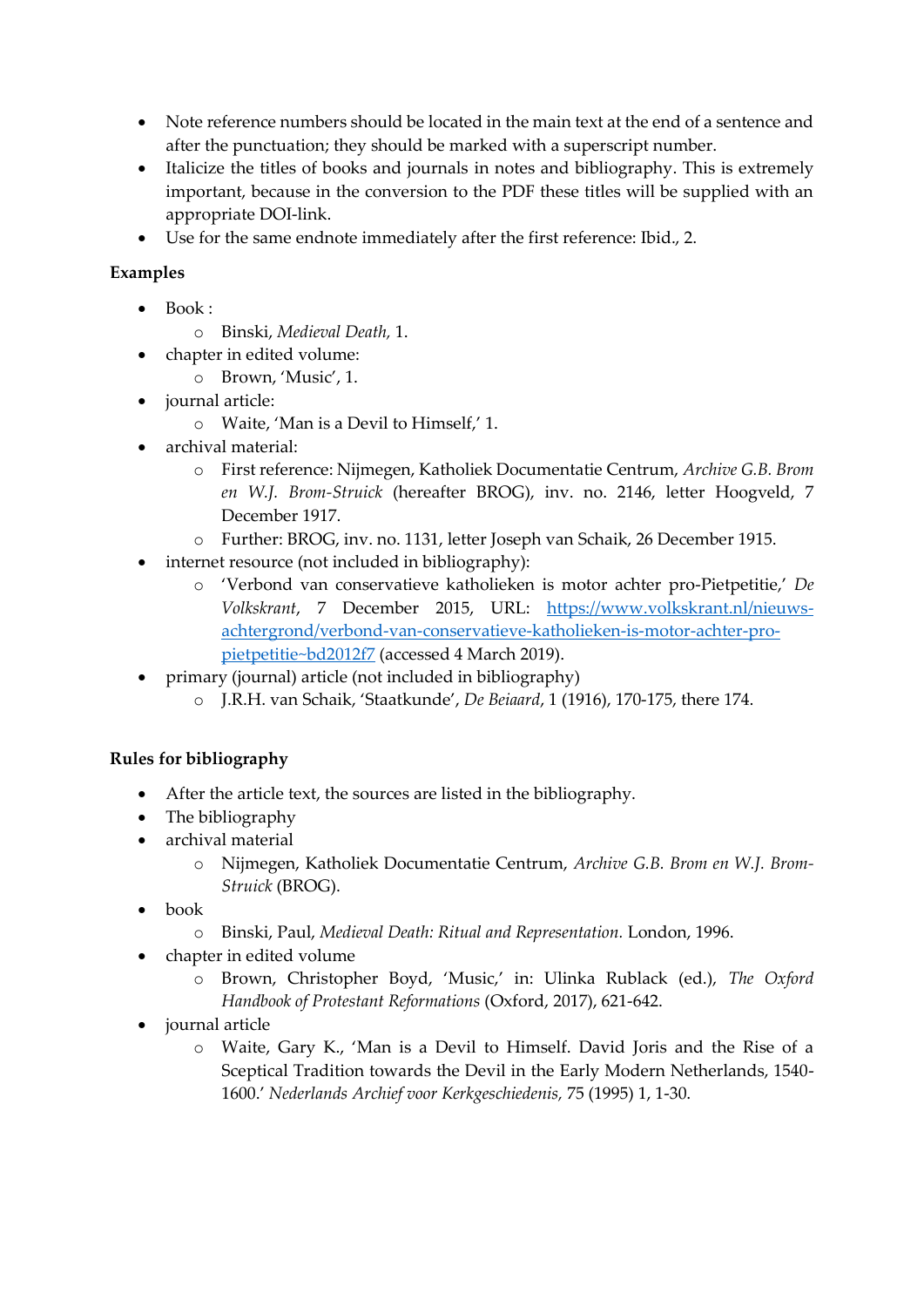- Note reference numbers should be located in the main text at the end of a sentence and after the punctuation; they should be marked with a superscript number.
- Italicize the titles of books and journals in notes and bibliography. This is extremely important, because in the conversion to the PDF these titles will be supplied with an appropriate DOI-link.
- Use for the same endnote immediately after the first reference: Ibid., 2.

**Examples**

- Book :
  - Binski, *Medieval Death*, 1.
- chapter in edited volume:
  - Brown, 'Music', 1.
- journal article:
  - Waite, 'Man is a Devil to Himself,' 1.
- archival material:
  - First reference: Nijmegen, Katholiek Documentatie Centrum, *Archive G.B. Brom en W.J. Brom-Struick* (hereafter BROG), inv. no. 2146, letter Hoogveld, 7 December 1917.
  - Further: BROG, inv. no. 1131, letter Joseph van Schaik, 26 December 1915.
- internet resource (not included in bibliography):
  - 'Verbond van conservatieve katholieken is motor achter pro-Pietpetitie,' *De Volkskrant*, 7 December 2015, URL: [https://www.volkskrant.nl/nieuws-achtergrond/verbond-van-conservatieve-katholieken-is-motor-achter-pro-pietpetitie~bd2012f7](https://www.volkskrant.nl/nieuws-achtergrond/verbond-van-conservatieve-katholieken-is-motor-achter-pro-pietpetitie~bd2012f7) (accessed 4 March 2019).
- primary (journal) article (not included in bibliography)
  - J.R.H. van Schaik, 'Staatkunde', *De Beiaard*, 1 (1916), 170-175, there 174.

**Rules for bibliography**

- After the article text, the sources are listed in the bibliography.
- The bibliography
- archival material
  - Nijmegen, Katholiek Documentatie Centrum, *Archive G.B. Brom en W.J. Brom-Struick* (BROG).
- book
  - Binski, Paul, *Medieval Death: Ritual and Representation.* London, 1996.
- chapter in edited volume
  - Brown, Christopher Boyd, 'Music,' in: Ulinka Rublack (ed.), *The Oxford Handbook of Protestant Reformations* (Oxford, 2017), 621-642.
- journal article
  - Waite, Gary K., 'Man is a Devil to Himself. David Joris and the Rise of a Sceptical Tradition towards the Devil in the Early Modern Netherlands, 1540-1600.' *Nederlands Archief voor Kerkgeschiedenis,* 75 (1995) 1, 1-30.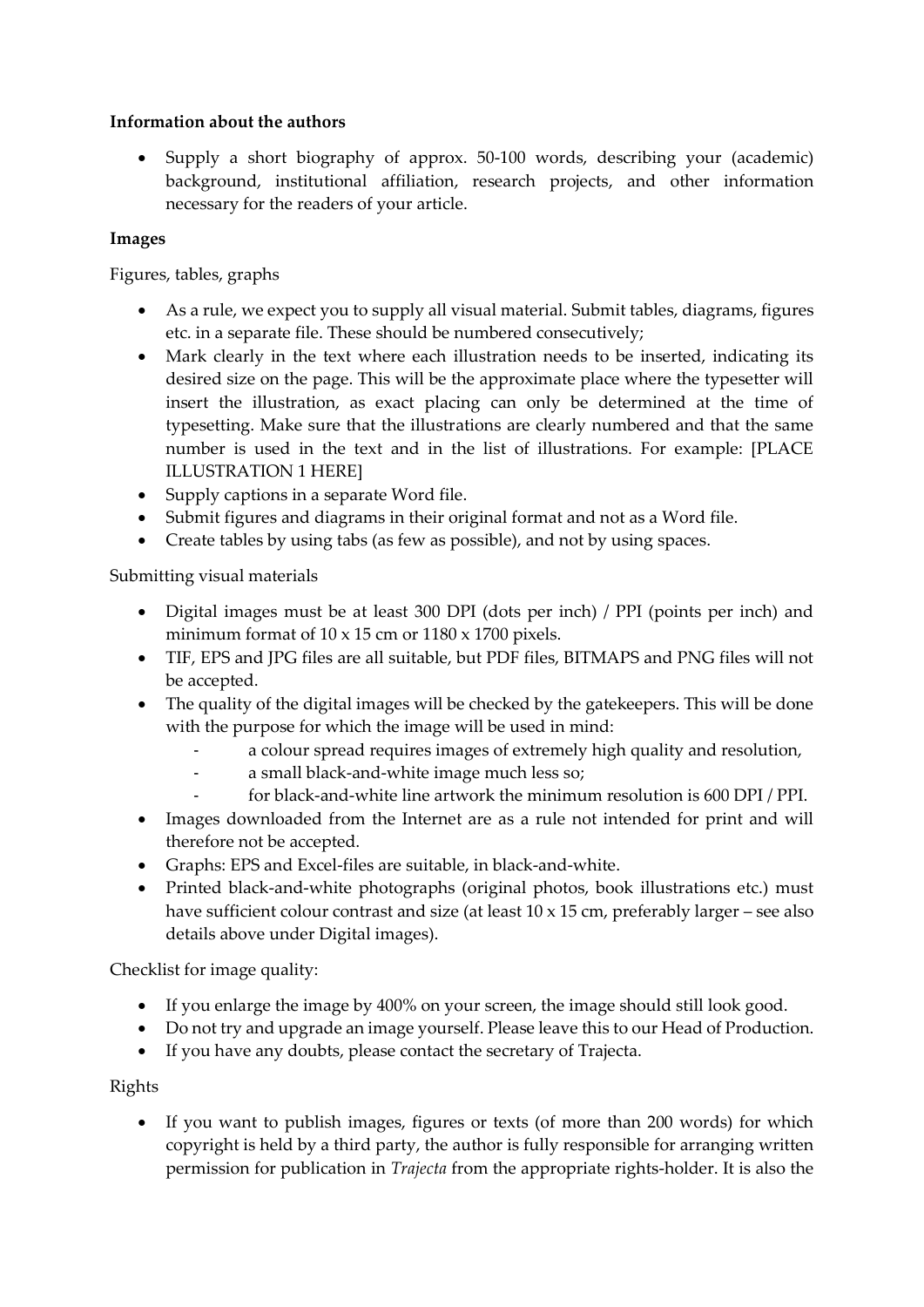**Information about the authors**

- Supply a short biography of approx. 50-100 words, describing your (academic) background, institutional affiliation, research projects, and other information necessary for the readers of your article.

**Images**

Figures, tables, graphs

- As a rule, we expect you to supply all visual material. Submit tables, diagrams, figures etc. in a separate file. These should be numbered consecutively;
- Mark clearly in the text where each illustration needs to be inserted, indicating its desired size on the page. This will be the approximate place where the typesetter will insert the illustration, as exact placing can only be determined at the time of typesetting. Make sure that the illustrations are clearly numbered and that the same number is used in the text and in the list of illustrations. For example: [PLACE ILLUSTRATION 1 HERE]
- Supply captions in a separate Word file.
- Submit figures and diagrams in their original format and not as a Word file.
- Create tables by using tabs (as few as possible), and not by using spaces.

Submitting visual materials

- Digital images must be at least 300 DPI (dots per inch) / PPI (points per inch) and minimum format of 10 x 15 cm or 1180 x 1700 pixels.
- TIF, EPS and JPG files are all suitable, but PDF files, BITMAPS and PNG files will not be accepted.
- The quality of the digital images will be checked by the gatekeepers. This will be done with the purpose for which the image will be used in mind:
  - a colour spread requires images of extremely high quality and resolution,
  - a small black-and-white image much less so;
  - for black-and-white line artwork the minimum resolution is 600 DPI / PPI.
- Images downloaded from the Internet are as a rule not intended for print and will therefore not be accepted.
- Graphs: EPS and Excel-files are suitable, in black-and-white.
- Printed black-and-white photographs (original photos, book illustrations etc.) must have sufficient colour contrast and size (at least 10 x 15 cm, preferably larger – see also details above under Digital images).

Checklist for image quality:

- If you enlarge the image by 400% on your screen, the image should still look good.
- Do not try and upgrade an image yourself. Please leave this to our Head of Production.
- If you have any doubts, please contact the secretary of Trajecta.

Rights

- If you want to publish images, figures or texts (of more than 200 words) for which copyright is held by a third party, the author is fully responsible for arranging written permission for publication in *Trajecta* from the appropriate rights-holder. It is also the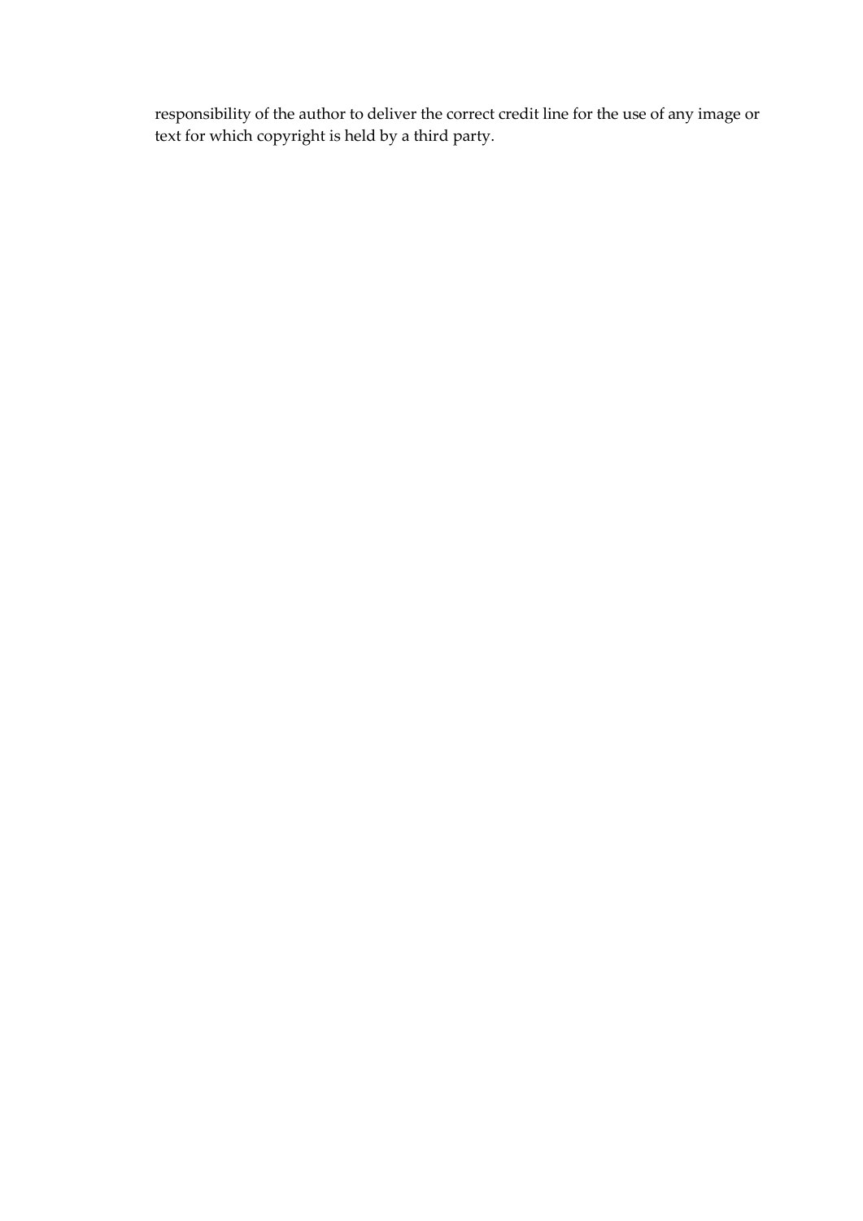responsibility of the author to deliver the correct credit line for the use of any image or text for which copyright is held by a third party.